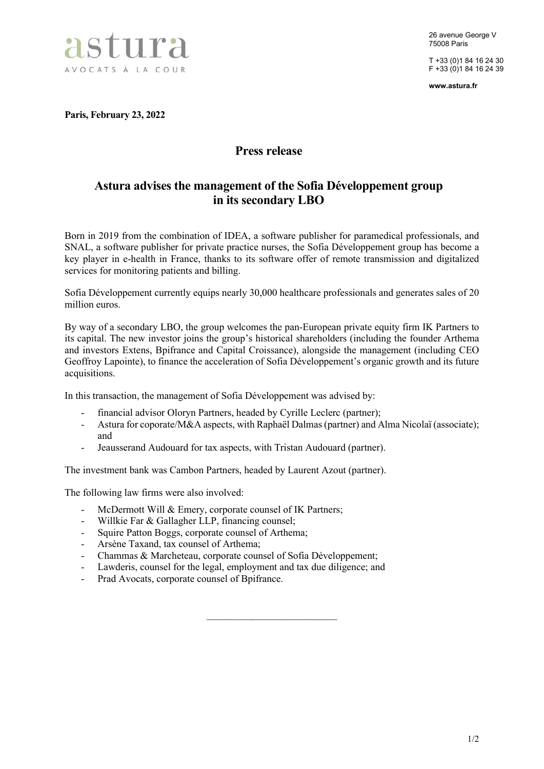astura

AVOCATS À LA COUR

26 avenue George V
75008 Paris

T +33 (0)1 84 16 24 30
F +33 (0)1 84 16 24 39

**www.astura.fr**

**Paris, February 23, 2022**

## Press release

## Astura advises the management of the Sofia Développement group in its secondary LBO

Born in 2019 from the combination of IDEA, a software publisher for paramedical professionals, and SNAL, a software publisher for private practice nurses, the Sofia Développement group has become a key player in e-health in France, thanks to its software offer of remote transmission and digitalized services for monitoring patients and billing.

Sofia Développement currently equips nearly 30,000 healthcare professionals and generates sales of 20 million euros.

By way of a secondary LBO, the group welcomes the pan-European private equity firm IK Partners to its capital. The new investor joins the group's historical shareholders (including the founder Arthema and investors Extens, Bpifrance and Capital Croissance), alongside the management (including CEO Geoffroy Lapointe), to finance the acceleration of Sofia Développement's organic growth and its future acquisitions.

In this transaction, the management of Sofia Développement was advised by:

- financial advisor Oloryn Partners, headed by Cyrille Leclerc (partner);
- Astura for coporate/M&A aspects, with Raphaël Dalmas (partner) and Alma Nicolaï (associate); and
- Jeausserand Audouard for tax aspects, with Tristan Audouard (partner).

The investment bank was Cambon Partners, headed by Laurent Azout (partner).

The following law firms were also involved:

- McDermott Will & Emery, corporate counsel of IK Partners;
- Willkie Far & Gallagher LLP, financing counsel;
- Squire Patton Boggs, corporate counsel of Arthema;
- Arsène Taxand, tax counsel of Arthema;
- Chammas & Marcheteau, corporate counsel of Sofia Développement;
- Lawderis, counsel for the legal, employment and tax due diligence; and
- Prad Avocats, corporate counsel of Bpifrance.

___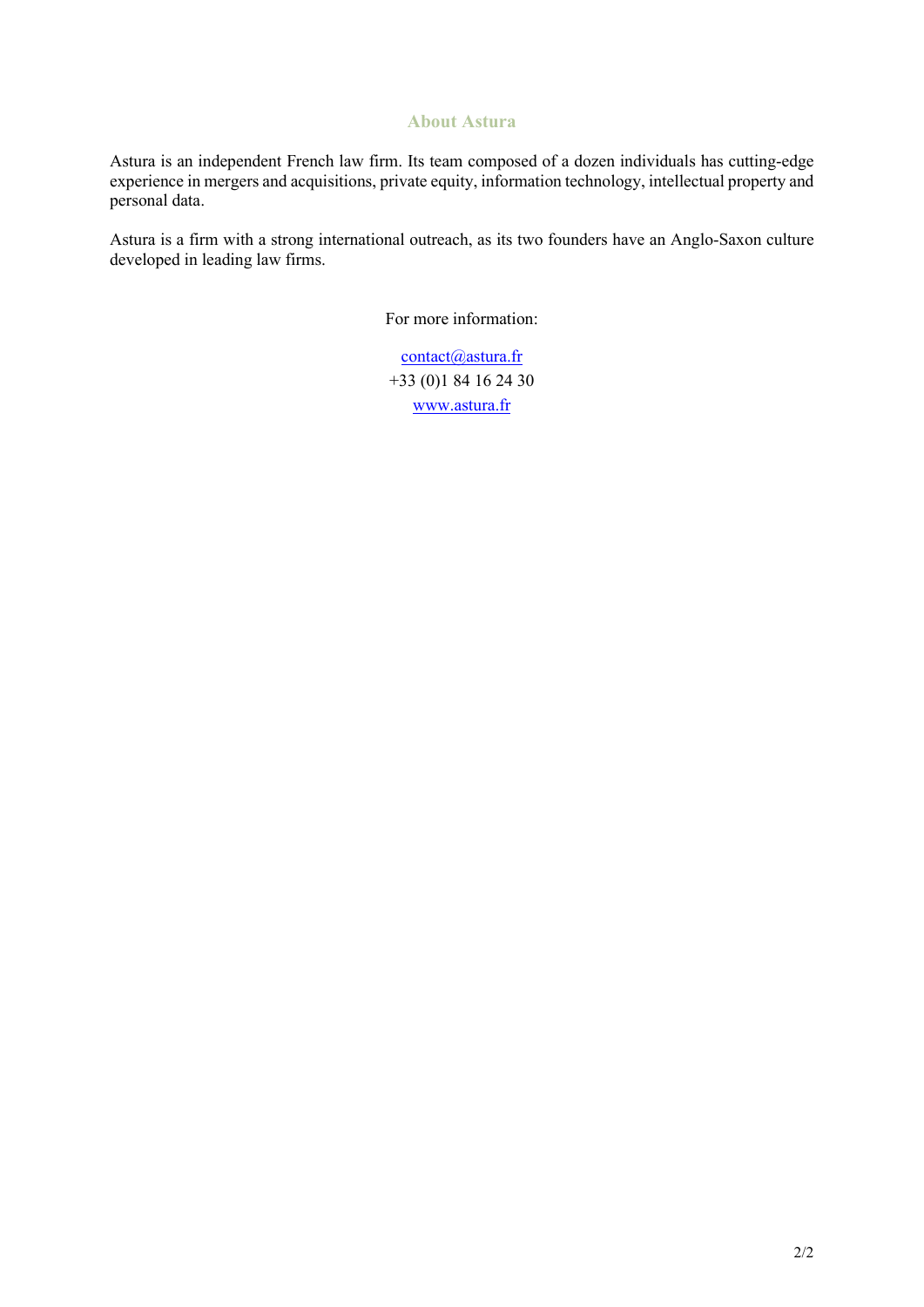## About Astura

Astura is an independent French law firm. Its team composed of a dozen individuals has cutting-edge experience in mergers and acquisitions, private equity, information technology, intellectual property and personal data.

Astura is a firm with a strong international outreach, as its two founders have an Anglo-Saxon culture developed in leading law firms.

For more information:

contact@astura.fr
+33 (0)1 84 16 24 30
www.astura.fr